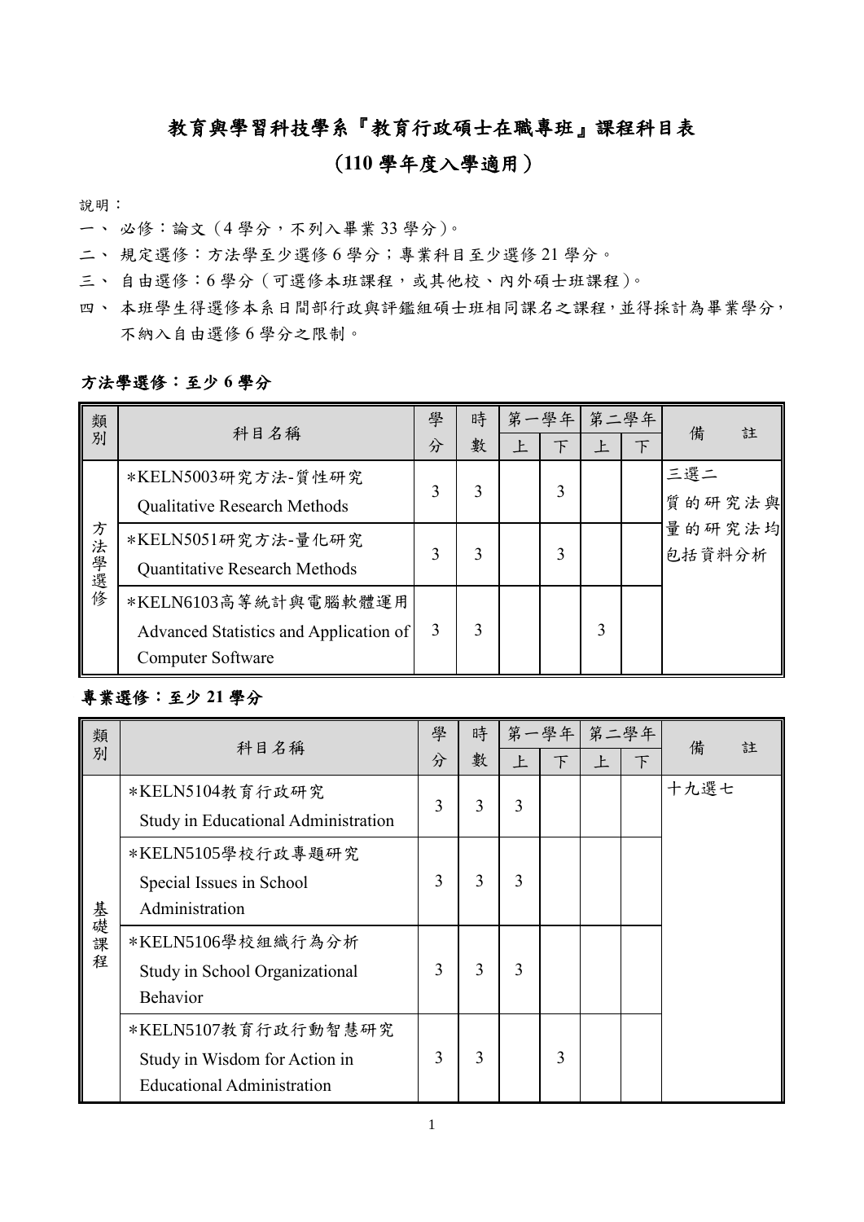# 教育與學習科技學系『教育行政碩士在職專班』課程科目表

## (110 學年度入學適用)

說明：

一、 必修：論文（4 學分，不列入畢業 33 學分）。

二、 規定選修：方法學至少選修 6 學分；專業科目至少選修 21 學分。

三、 自由選修：6 學分（可選修本班課程，或其他校、內外碩士班課程）。

四、 本班學生得選修本系日間部行政與評鑑組碩士班相同課名之課程，並得採計為畢業學分，不納入自由選修 6 學分之限制。

### 方法學選修：至少 6 學分

| 類別 | 科目名稱 | 學分 | 時數 | 第一學年 | | 第二學年 | | 備　註 |
|---|---|---|---|---|---|---|---|---|
| | | | | 上 | 下 | 上 | 下 | |
| 方法學選修 | *KELN5003研究方法-質性研究<br>Qualitative Research Methods | 3 | 3 | | 3 | | | 三選二<br>質的研究法與量的研究法均包括資料分析 |
| | *KELN5051研究方法-量化研究<br>Quantitative Research Methods | 3 | 3 | | 3 | | | |
| | *KELN6103高等統計與電腦軟體運用<br>Advanced Statistics and Application of Computer Software | 3 | 3 | | | 3 | | |

### 專業選修：至少 21 學分

| 類別 | 科目名稱 | 學分 | 時數 | 第一學年 | | 第二學年 | | 備　註 |
|---|---|---|---|---|---|---|---|---|
| | | | | 上 | 下 | 上 | 下 | |
| 基礎課程 | *KELN5104教育行政研究<br>Study in Educational Administration | 3 | 3 | 3 | | | | 十九選七 |
| | *KELN5105學校行政專題研究<br>Special Issues in School Administration | 3 | 3 | 3 | | | | |
| | *KELN5106學校組織行為分析<br>Study in School Organizational Behavior | 3 | 3 | 3 | | | | |
| | *KELN5107教育行政行動智慧研究<br>Study in Wisdom for Action in Educational Administration | 3 | 3 | | 3 | | | |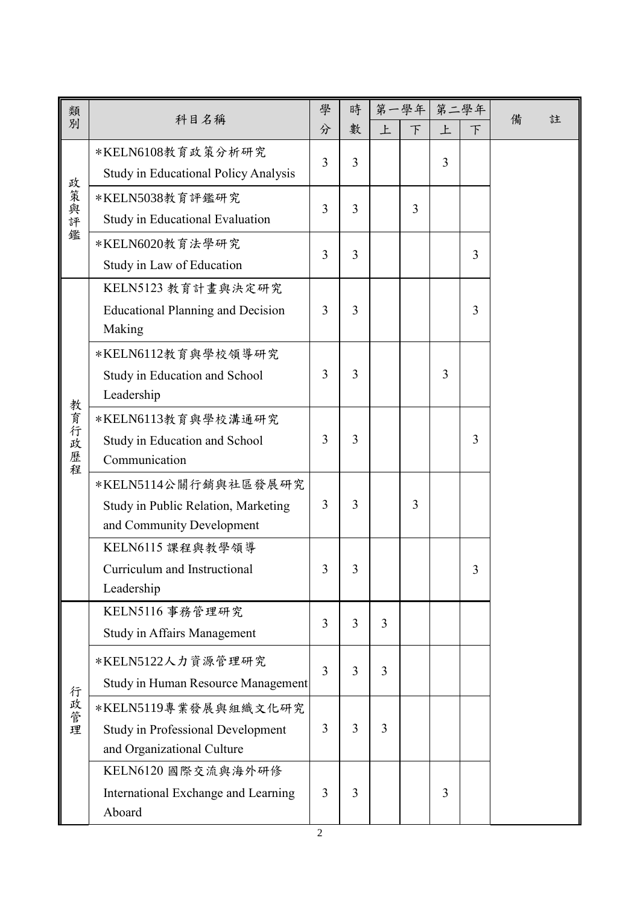| 類別 | 科目名稱 | 學分 | 時數 | 第一學年 | | 第二學年 | | 備　註 |
|---|---|---|---|---|---|---|---|---|
| | | | | 上 | 下 | 上 | 下 | |
| 政策與評鑑 | *KELN6108教育政策分析研究<br>Study in Educational Policy Analysis | 3 | 3 | | | 3 | | |
| | *KELN5038教育評鑑研究<br>Study in Educational Evaluation | 3 | 3 | | 3 | | | |
| | *KELN6020教育法學研究<br>Study in Law of Education | 3 | 3 | | | | 3 | |
| 教育行政歷程 | KELN5123 教育計畫與決定研究<br>Educational Planning and Decision Making | 3 | 3 | | | | 3 | |
| | *KELN6112教育與學校領導研究<br>Study in Education and School Leadership | 3 | 3 | | | 3 | | |
| | *KELN6113教育與學校溝通研究<br>Study in Education and School Communication | 3 | 3 | | | | 3 | |
| | *KELN5114公關行銷與社區發展研究<br>Study in Public Relation, Marketing and Community Development | 3 | 3 | | 3 | | | |
| | KELN6115 課程與教學領導<br>Curriculum and Instructional Leadership | 3 | 3 | | | | 3 | |
| 行政管理 | KELN5116 事務管理研究<br>Study in Affairs Management | 3 | 3 | 3 | | | | |
| | *KELN5122人力資源管理研究<br>Study in Human Resource Management | 3 | 3 | 3 | | | | |
| | *KELN5119專業發展與組織文化研究<br>Study in Professional Development and Organizational Culture | 3 | 3 | 3 | | | | |
| | KELN6120 國際交流與海外研修<br>International Exchange and Learning Aboard | 3 | 3 | | | 3 | | |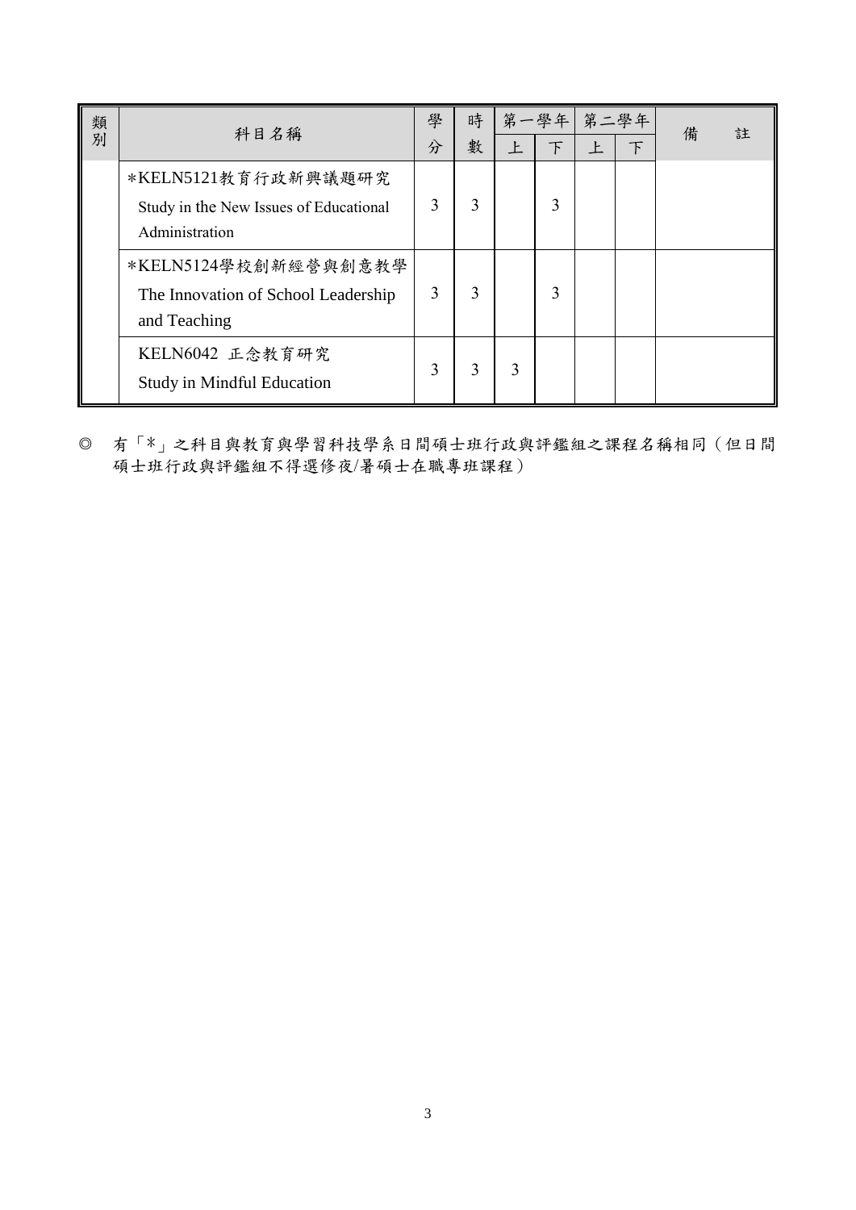| 類別 | 科目名稱 | 學分 | 時數 | 第一學年 | | 第二學年 | | 備　註 |
|---|---|---|---|---|---|---|---|---|
| | | | | 上 | 下 | 上 | 下 | |
| | *KELN5121教育行政新興議題研究<br>Study in the New Issues of Educational Administration | 3 | 3 | | 3 | | | |
| | *KELN5124學校創新經營與創意教學<br>The Innovation of School Leadership and Teaching | 3 | 3 | | 3 | | | |
| | KELN6042 正念教育研究<br>Study in Mindful Education | 3 | 3 | 3 | | | | |

◎ 有「*」之科目與教育與學習科技學系日間碩士班行政與評鑑組之課程名稱相同（但日間碩士班行政與評鑑組不得選修夜/暑碩士在職專班課程）